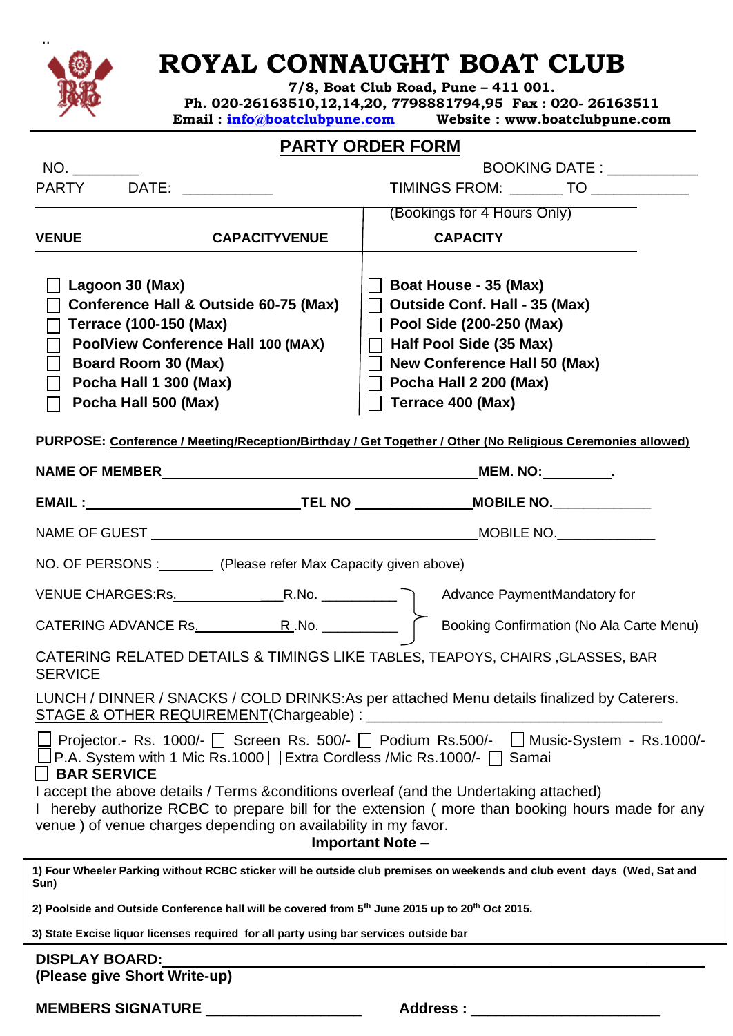# ROYAL CONNAUGHT BOAT CLUB

**7/8, Boat Club Road, Pune – 411 001.**
**Ph. 020-26163510,12,14,20, 7798881794,95 Fax : 020- 26163511**
**Email : info@boatclubpune.com Website : www.boatclubpune.com**

## PARTY ORDER FORM

NO. ________ BOOKING DATE : ___________

PARTY DATE: ___________ TIMINGS FROM: ______ TO ___________

(Bookings for 4 Hours Only)

| VENUE | CAPACITY | VENUE | CAPACITY |
|---|---|---|---|
| ☐ Lagoon | 30 (Max) | ☐ Boat House | - 35 (Max) |
| ☐ Conference Hall & Outside | 60-75 (Max) | ☐ Outside Conf. Hall | - 35 (Max) |
| ☐ Terrace | (100-150 (Max) | ☐ Pool Side | (200-250 (Max) |
| ☐ PoolView Conference Hall | 100 (MAX) | ☐ Half Pool Side | (35 Max) |
| ☐ Board Room | 30 (Max) | ☐ New Conference Hall | 50 (Max) |
| ☐ Pocha Hall 1 | 300 (Max) | ☐ Pocha Hall 2 | 200 (Max) |
| ☐ Pocha Hall | 500 (Max) | ☐ Terrace | 400 (Max) |

**PURPOSE:** **Conference / Meeting/Reception/Birthday / Get Together / Other (No Religious Ceremonies allowed)**

**NAME OF MEMBER** ______________________________ **MEM. NO:** _________.

**EMAIL :** ____________________ **TEL NO** ____________ **MOBILE NO.** ____________

NAME OF GUEST ______________________________ MOBILE NO. ____________

NO. OF PERSONS : _______ (Please refer Max Capacity given above)

VENUE CHARGES:Rs. ______________ R.No. __________

CATERING ADVANCE Rs. ____________ R .No. __________

Advance PaymentMandatory for Booking Confirmation (No Ala Carte Menu)

CATERING RELATED DETAILS & TIMINGS LIKE TABLES, TEAPOYS, CHAIRS ,GLASSES, BAR SERVICE

LUNCH / DINNER / SNACKS / COLD DRINKS:As per attached Menu details finalized by Caterers.
STAGE & OTHER REQUIREMENT(Chargeable) : ______________________________

☐ Projector.- Rs. 1000/- ☐ Screen Rs. 500/- ☐ Podium Rs.500/- ☐ Music-System - Rs.1000/-
☐ P.A. System with 1 Mic Rs.1000 ☐ Extra Cordless /Mic Rs.1000/- ☐ Samai
☐ **BAR SERVICE**

I accept the above details / Terms &conditions overleaf (and the Undertaking attached)
I hereby authorize RCBC to prepare bill for the extension ( more than booking hours made for any venue ) of venue charges depending on availability in my favor.

**Important Note** –

**1) Four Wheeler Parking without RCBC sticker will be outside club premises on weekends and club event days (Wed, Sat and Sun)**

**2) Poolside and Outside Conference hall will be covered from 5th June 2015 up to 20th Oct 2015.**

**3) State Excise liquor licenses required for all party using bar services outside bar**

**DISPLAY BOARD:** ______________________________
**(Please give Short Write-up)**

**MEMBERS SIGNATURE** __________________ **Address :** ______________________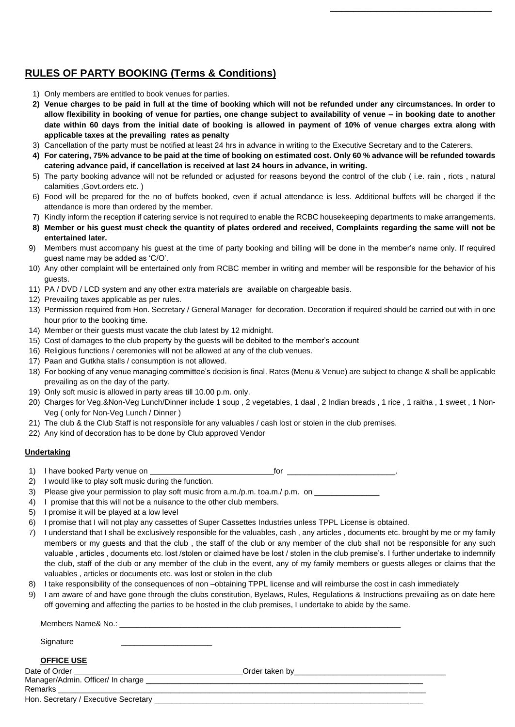## RULES OF PARTY BOOKING (Terms & Conditions)

1) Only members are entitled to book venues for parties.
2) **Venue charges to be paid in full at the time of booking which will not be refunded under any circumstances. In order to allow flexibility in booking of venue for parties, one change subject to availability of venue – in booking date to another date within 60 days from the initial date of booking is allowed in payment of 10% of venue charges extra along with applicable taxes at the prevailing rates as penalty**
3) Cancellation of the party must be notified at least 24 hrs in advance in writing to the Executive Secretary and to the Caterers.
4) **For catering, 75% advance to be paid at the time of booking on estimated cost. Only 60 % advance will be refunded towards catering advance paid, if cancellation is received at last 24 hours in advance, in writing.**
5) The party booking advance will not be refunded or adjusted for reasons beyond the control of the club ( i.e. rain , riots , natural calamities ,Govt.orders etc. )
6) Food will be prepared for the no of buffets booked, even if actual attendance is less. Additional buffets will be charged if the attendance is more than ordered by the member.
7) Kindly inform the reception if catering service is not required to enable the RCBC housekeeping departments to make arrangements.
8) **Member or his guest must check the quantity of plates ordered and received, Complaints regarding the same will not be entertained later.**
9) Members must accompany his guest at the time of party booking and billing will be done in the member's name only. If required guest name may be added as 'C/O'.
10) Any other complaint will be entertained only from RCBC member in writing and member will be responsible for the behavior of his guests.
11) PA / DVD / LCD system and any other extra materials are available on chargeable basis.
12) Prevailing taxes applicable as per rules.
13) Permission required from Hon. Secretary / General Manager for decoration. Decoration if required should be carried out with in one hour prior to the booking time.
14) Member or their guests must vacate the club latest by 12 midnight.
15) Cost of damages to the club property by the guests will be debited to the member's account
16) Religious functions / ceremonies will not be allowed at any of the club venues.
17) Paan and Gutkha stalls / consumption is not allowed.
18) For booking of any venue managing committee's decision is final. Rates (Menu & Venue) are subject to change & shall be applicable prevailing as on the day of the party.
19) Only soft music is allowed in party areas till 10.00 p.m. only.
20) Charges for Veg.&Non-Veg Lunch/Dinner include 1 soup , 2 vegetables, 1 daal , 2 Indian breads , 1 rice , 1 raitha , 1 sweet , 1 Non-Veg ( only for Non-Veg Lunch / Dinner )
21) The club & the Club Staff is not responsible for any valuables / cash lost or stolen in the club premises.
22) Any kind of decoration has to be done by Club approved Vendor

**Undertaking**

1) I have booked Party venue on ____________________________for ________________________.
2) I would like to play soft music during the function.
3) Please give your permission to play soft music from a.m./p.m. toa.m./ p.m. on _______________
4) I promise that this will not be a nuisance to the other club members.
5) I promise it will be played at a low level
6) I promise that I will not play any cassettes of Super Cassettes Industries unless TPPL License is obtained.
7) I understand that I shall be exclusively responsible for the valuables, cash , any articles , documents etc. brought by me or my family members or my guests and that the club , the staff of the club or any member of the club shall not be responsible for any such valuable , articles , documents etc. lost /stolen or claimed have be lost / stolen in the club premise's. I further undertake to indemnify the club, staff of the club or any member of the club in the event, any of my family members or guests alleges or claims that the valuables , articles or documents etc. was lost or stolen in the club
8) I take responsibility of the consequences of non –obtaining TPPL license and will reimburse the cost in cash immediately
9) I am aware of and have gone through the clubs constitution, Byelaws, Rules, Regulations & Instructions prevailing as on date here off governing and affecting the parties to be hosted in the club premises, I undertake to abide by the same.

Members Name& No.: ____________________________________________________________________

Signature ______________________

**OFFICE USE**

Date of Order ________________________________________Order taken by___________________________________

Manager/Admin. Officer/ In charge ____________________________________________________________________

Remarks ____________________________________________________________________________________

Hon. Secretary / Executive Secretary ___________________________________________________________________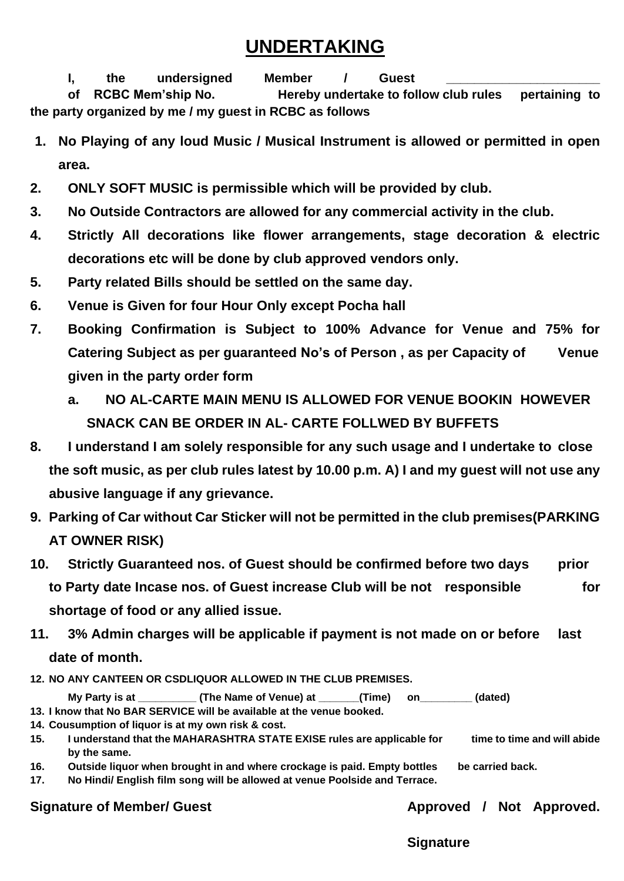# UNDERTAKING

**I, the undersigned Member / Guest ______________________ of RCBC Mem'ship No. Hereby undertake to follow club rules pertaining to the party organized by me / my guest in RCBC as follows**

1. **No Playing of any loud Music / Musical Instrument is allowed or permitted in open area.**
2. **ONLY SOFT MUSIC is permissible which will be provided by club.**
3. **No Outside Contractors are allowed for any commercial activity in the club.**
4. **Strictly All decorations like flower arrangements, stage decoration & electric decorations etc will be done by club approved vendors only.**
5. **Party related Bills should be settled on the same day.**
6. **Venue is Given for four Hour Only except Pocha hall**
7. **Booking Confirmation is Subject to 100% Advance for Venue and 75% for Catering Subject as per guaranteed No's of Person , as per Capacity of Venue given in the party order form**
   a. **NO AL-CARTE MAIN MENU IS ALLOWED FOR VENUE BOOKIN HOWEVER SNACK CAN BE ORDER IN AL- CARTE FOLLWED BY BUFFETS**
8. **I understand I am solely responsible for any such usage and I undertake to close the soft music, as per club rules latest by 10.00 p.m. A) I and my guest will not use any abusive language if any grievance.**
9. **Parking of Car without Car Sticker will not be permitted in the club premises(PARKING AT OWNER RISK)**
10. **Strictly Guaranteed nos. of Guest should be confirmed before two days prior to Party date Incase nos. of Guest increase Club will be not responsible for shortage of food or any allied issue.**
11. **3% Admin charges will be applicable if payment is not made on or before last date of month.**
12. **NO ANY CANTEEN OR CSDLIQUOR ALLOWED IN THE CLUB PREMISES.**

    **My Party is at __________ (The Name of Venue) at _______(Time) on_________ (dated)**
13. **I know that No BAR SERVICE will be available at the venue booked.**
14. **Cousumption of liquor is at my own risk & cost.**
15. **I understand that the MAHARASHTRA STATE EXISE rules are applicable for time to time and will abide by the same.**
16. **Outside liquor when brought in and where crockage is paid. Empty bottles be carried back.**
17. **No Hindi/ English film song will be allowed at venue Poolside and Terrace.**

**Signature of Member/ Guest**

**Approved / Not Approved.**

**Signature**